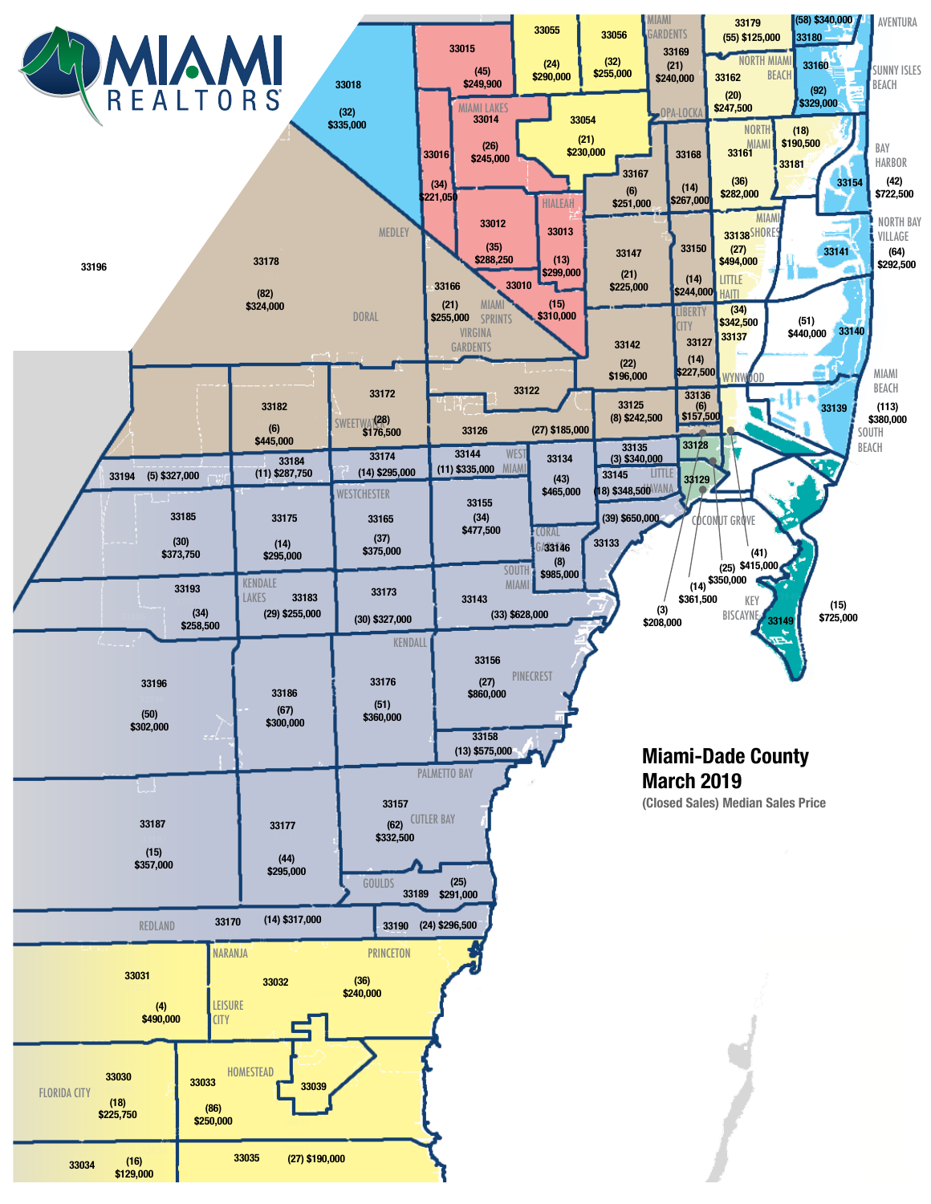MIAMI REALTORS®

# Miami-Dade County
# March 2019

(Closed Sales) Median Sales Price

| Zip Code | Area | (Closed Sales) | Median Sales Price |
|---|---|---|---|
| 33015 | | (45) | $249,900 |
| 33055 | | (24) | $290,000 |
| 33056 | | (32) | $255,000 |
| 33169 | Miami Gardens | (21) | $240,000 |
| 33179 | | (55) | $125,000 |
| 33180 | Aventura | (58) | $340,000 |
| 33018 | | (32) | $335,000 |
| 33014 | Miami Lakes | (26) | $245,000 |
| 33054 | Opa-Locka | (21) | $230,000 |
| 33162 | North Miami Beach | (20) | $247,500 |
| 33160 | Sunny Isles Beach | (92) | $329,000 |
| 33016 | | (34) | $221,050 |
| 33167 | | (6) | $251,000 |
| 33168 | | (14) | $267,000 |
| 33161 | North Miami | (36) | $282,000 |
| 33181 | | (18) | $190,500 |
| 33154 | Bay Harbor | (42) | $722,500 |
| 33012 | | (35) | $288,250 |
| 33013 | Hialeah | (13) | $299,000 |
| 33147 | | (21) | $225,000 |
| 33150 | | (14) | $244,000 |
| 33138 | Miami Shores | (27) | $494,000 |
| 33141 | North Bay Village | (64) | $292,500 |
| 33178 | Doral | (82) | $324,000 |
| 33166 | Medley / Miami Springs / Virginia Gardens | (21) | $255,000 |
| 33010 | | (15) | $310,000 |
| 33142 | | (22) | $196,000 |
| 33137 | Little Haiti | (34) | $342,500 |
| 33127 | Liberty City | (14) | $227,500 |
| 33140 | Miami Beach | (51) | $440,000 |
| 33182 | | (6) | $445,000 |
| 33172 | Sweetwater | (28) | $176,500 |
| 33122 | | | |
| 33126 | | (27) | $185,000 |
| 33125 | | (8) | $242,500 |
| 33136 | Wynwood | (6) | $157,500 |
| 33139 | South Beach | (113) | $380,000 |
| 33128 | | | |
| 33129 | | | |
| 33194 | | (5) | $327,000 |
| 33184 | | (11) | $287,750 |
| 33174 | Westchester | (14) | $295,000 |
| 33144 | West Miami | (11) | $335,000 |
| 33134 | | (43) | $465,000 |
| 33135 | | (3) | $340,000 |
| 33145 | Little Havana | (18) | $348,500 |
| 33185 | | (30) | $373,750 |
| 33175 | | (14) | $295,000 |
| 33165 | | (37) | $375,000 |
| 33155 | | (34) | $477,500 |
| 33133 | Coconut Grove | (39) | $650,000 |
| 33146 | Coral Gables | (8) | $985,000 |
| 33193 | | (34) | $258,500 |
| 33183 | Kendale Lakes | (29) | $255,000 |
| 33173 | | (30) | $327,000 |
| 33143 | South Miami | (33) | $628,000 |
| 33149 | Key Biscayne | (15) | $725,000 |
| 33196 | | (50) | $302,000 |
| 33186 | | (67) | $300,000 |
| 33176 | Kendall | (51) | $360,000 |
| 33156 | Pinecrest | (27) | $860,000 |
| 33158 | | (13) | $575,000 |
| 33157 | Palmetto Bay / Cutler Bay | (62) | $332,500 |
| 33187 | | (15) | $357,000 |
| 33177 | | (44) | $295,000 |
| 33189 | Goulds | (25) | $291,000 |
| 33170 | Redland | (14) | $317,000 |
| 33190 | | (24) | $296,500 |
| 33031 | | (4) | $490,000 |
| 33032 | Naranja / Princeton / Leisure City | (36) | $240,000 |
| 33030 | Florida City | (18) | $225,750 |
| 33033 | Homestead | (86) | $250,000 |
| 33039 | | | |
| 33034 | | (16) | $129,000 |
| 33035 | | (27) | $190,000 |

Additional callout values (downtown area): (3) $208,000; (14) $361,500; (25) $350,000; (41) $415,000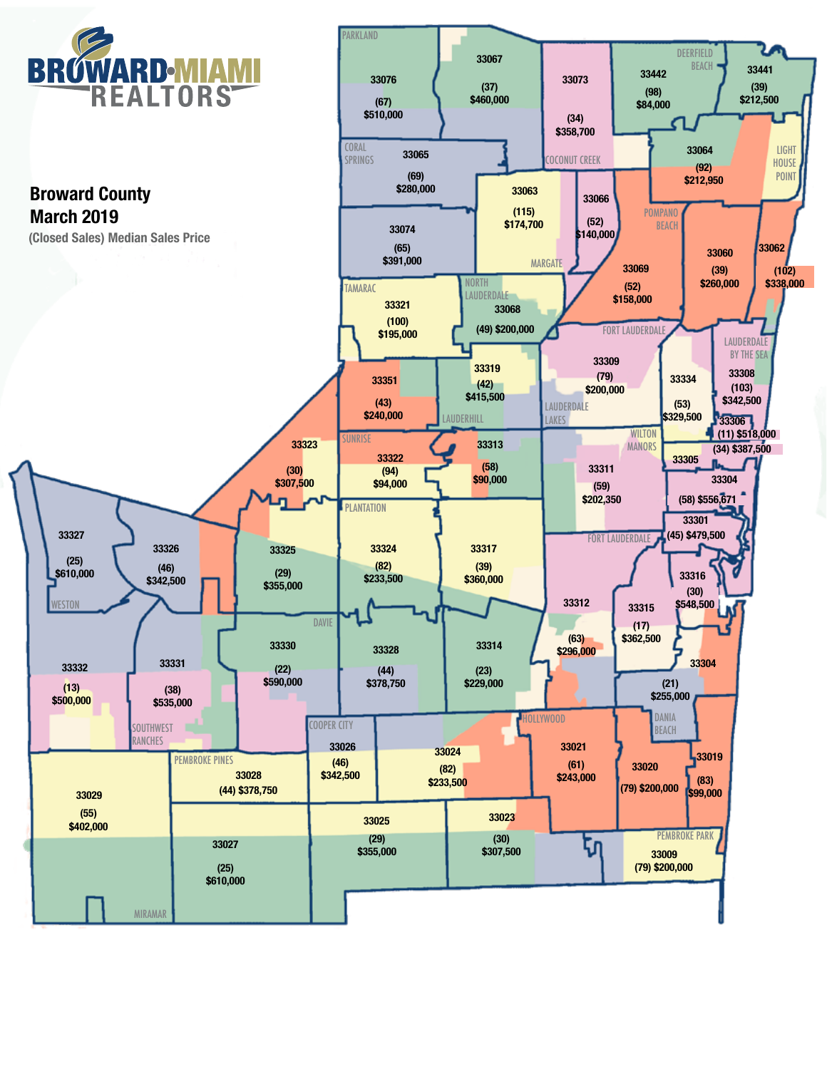BROWARD·MIAMI REALTORS

## Broward County
## March 2019

(Closed Sales) Median Sales Price

| ZIP Code | (Closed Sales) | Median Sales Price |
|---|---|---|
| 33076 | (67) | $510,000 |
| 33067 | (37) | $460,000 |
| 33073 | (34) | $358,700 |
| 33442 | (98) | $84,000 |
| 33441 | (39) | $212,500 |
| 33065 | (69) | $280,000 |
| 33064 | (92) | $212,950 |
| 33063 | (115) | $174,700 |
| 33066 | (52) | $140,000 |
| 33074 | (65) | $391,000 |
| 33069 | (52) | $158,000 |
| 33060 | (39) | $260,000 |
| 33062 | (102) | $338,000 |
| 33321 | (100) | $195,000 |
| 33068 | (49) | $200,000 |
| 33309 | (79) | $200,000 |
| 33334 | (53) | $329,500 |
| 33308 | (103) | $342,500 |
| 33319 | (42) | $415,500 |
| 33351 | (43) | $240,000 |
| 33306 | (11) | $518,000 |
| 33305 | (34) | $387,500 |
| 33323 | (30) | $307,500 |
| 33322 | (94) | $94,000 |
| 33313 | (58) | $90,000 |
| 33311 | (59) | $202,350 |
| 33304 | (58) | $556,671 |
| 33301 | (45) | $479,500 |
| 33327 | (25) | $610,000 |
| 33326 | (46) | $342,500 |
| 33325 | (29) | $355,000 |
| 33324 | (82) | $233,500 |
| 33317 | (39) | $360,000 |
| 33316 | (30) | $548,500 |
| 33312 | (63) | $296,000 |
| 33315 | (17) | $362,500 |
| 33330 | (22) | $590,000 |
| 33328 | (44) | $378,750 |
| 33314 | (23) | $229,000 |
| 33332 | (13) | $500,000 |
| 33331 | (38) | $535,000 |
| 33304 | (21) | $255,000 |
| 33026 | (46) | $342,500 |
| 33024 | (82) | $233,500 |
| 33021 | (61) | $243,000 |
| 33020 | (79) | $200,000 |
| 33019 | (83) | $99,000 |
| 33029 | (55) | $402,000 |
| 33028 | (44) | $378,750 |
| 33025 | (29) | $355,000 |
| 33023 | (30) | $307,500 |
| 33027 | (25) | $610,000 |
| 33009 | (79) | $200,000 |

Parkland, Coral Springs, Coconut Creek, Deerfield Beach, Light House Point, Pompano Beach, Margate, Tamarac, North Lauderdale, Fort Lauderdale, Lauderdale By The Sea, Lauderhill, Lauderdale Lakes, Wilton Manors, Sunrise, Plantation, Weston, Davie, Southwest Ranches, Cooper City, Hollywood, Dania Beach, Pembroke Pines, Pembroke Park, Miramar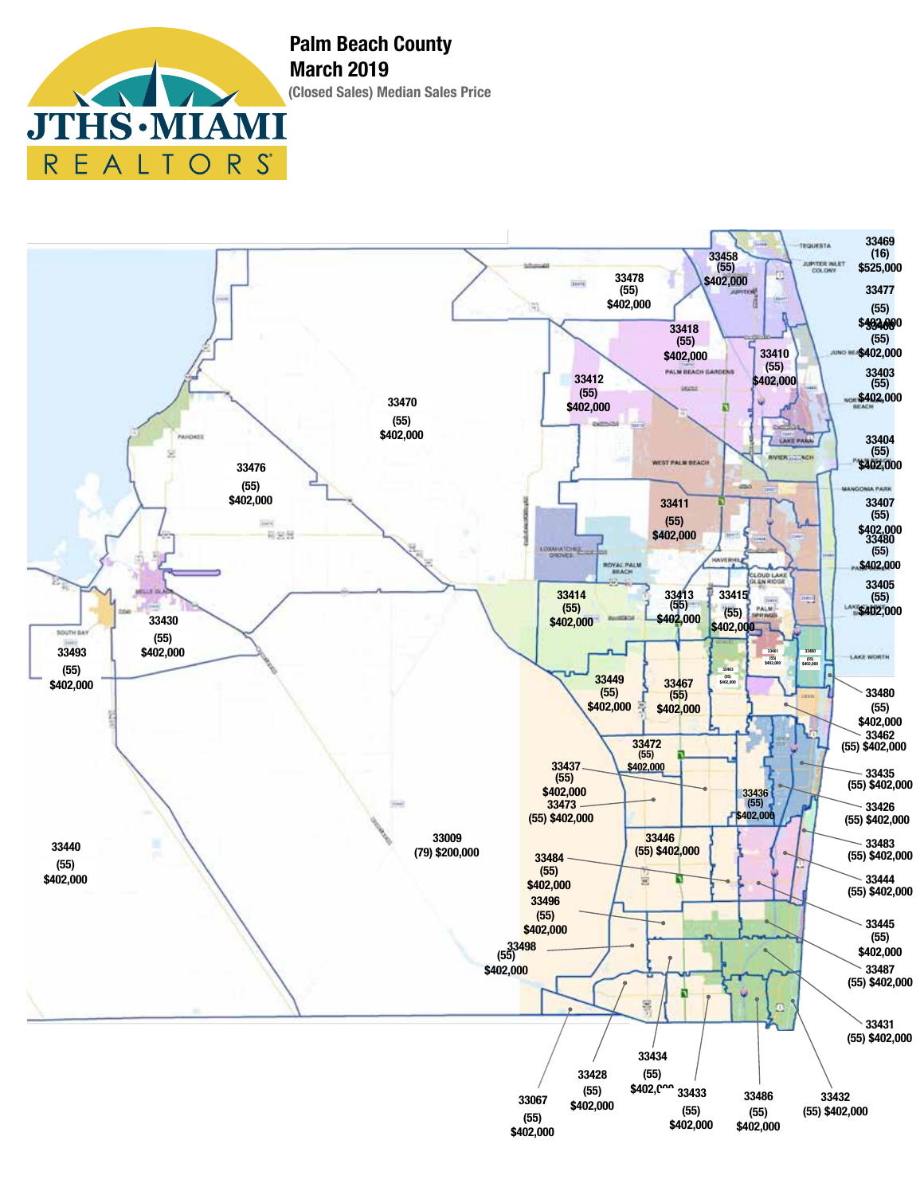JTHS·MIAMI REALTORS

# Palm Beach County
## March 2019
### (Closed Sales) Median Sales Price

| Zip Code | Closed Sales | Median Sales Price |
|---|---|---|
| 33469 | (16) | $525,000 |
| 33477 | (55) | $402,000 |
| 33408 | (55) | $402,000 |
| 33403 | (55) | $402,000 |
| 33404 | (55) | $402,000 |
| 33407 | (55) | $402,000 |
| 33480 | (55) | $402,000 |
| 33405 | (55) | $402,000 |
| 33458 | (55) | $402,000 |
| 33478 | (55) | $402,000 |
| 33418 | (55) | $402,000 |
| 33410 | (55) | $402,000 |
| 33412 | (55) | $402,000 |
| 33470 | (55) | $402,000 |
| 33476 | (55) | $402,000 |
| 33411 | (55) | $402,000 |
| 33414 | (55) | $402,000 |
| 33413 | (55) | $402,000 |
| 33415 | (55) | $402,000 |
| 33430 | (55) | $402,000 |
| 33493 | (55) | $402,000 |
| 33449 | (55) | $402,000 |
| 33467 | (55) | $402,000 |
| 33461 | (55) | $402,000 |
| 33460 | (55) | $402,000 |
| 33463 | (55) | $402,000 |
| 33480 | (55) | $402,000 |
| 33462 | (55) | $402,000 |
| 33472 | (55) | $402,000 |
| 33437 | (55) | $402,000 |
| 33473 | (55) | $402,000 |
| 33436 | (55) | $402,000 |
| 33435 | (55) | $402,000 |
| 33426 | (55) | $402,000 |
| 33009 | (79) | $200,000 |
| 33440 | (55) | $402,000 |
| 33446 | (55) | $402,000 |
| 33483 | (55) | $402,000 |
| 33484 | (55) | $402,000 |
| 33444 | (55) | $402,000 |
| 33496 | (55) | $402,000 |
| 33445 | (55) | $402,000 |
| 33498 | (55) | $402,000 |
| 33487 | (55) | $402,000 |
| 33431 | (55) | $402,000 |
| 33434 | (55) | $402,000 |
| 33428 | (55) | $402,000 |
| 33433 | (55) | $402,000 |
| 33486 | (55) | $402,000 |
| 33432 | (55) | $402,000 |
| 33067 | (55) | $402,000 |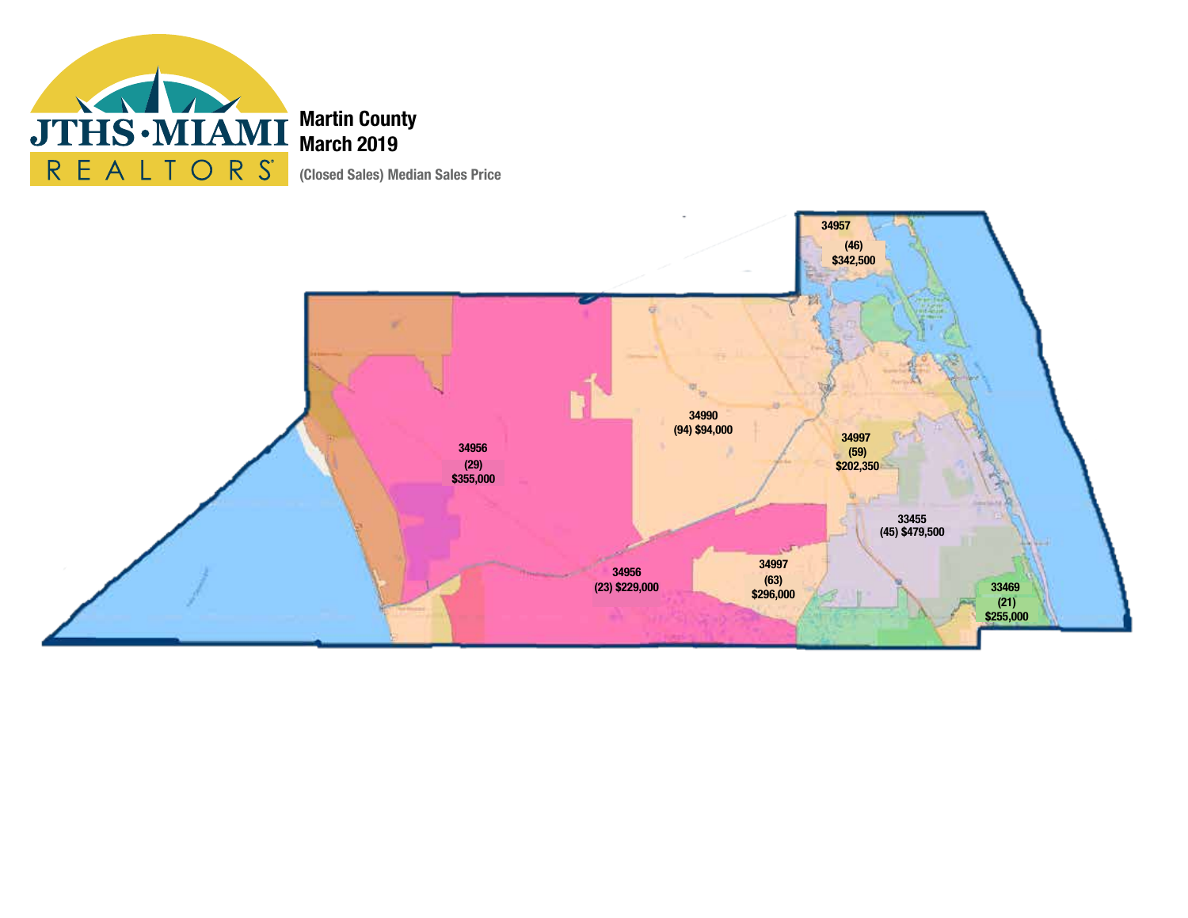JTHS·MIAMI REALTORS

# Martin County
# March 2019

(Closed Sales) Median Sales Price

34957
(46)
$342,500

34990
(94) $94,000

34997
(59)
$202,350

34956
(29)
$355,000

33455
(45) $479,500

34956
(23) $229,000

34997
(63)
$296,000

33469
(21)
$255,000